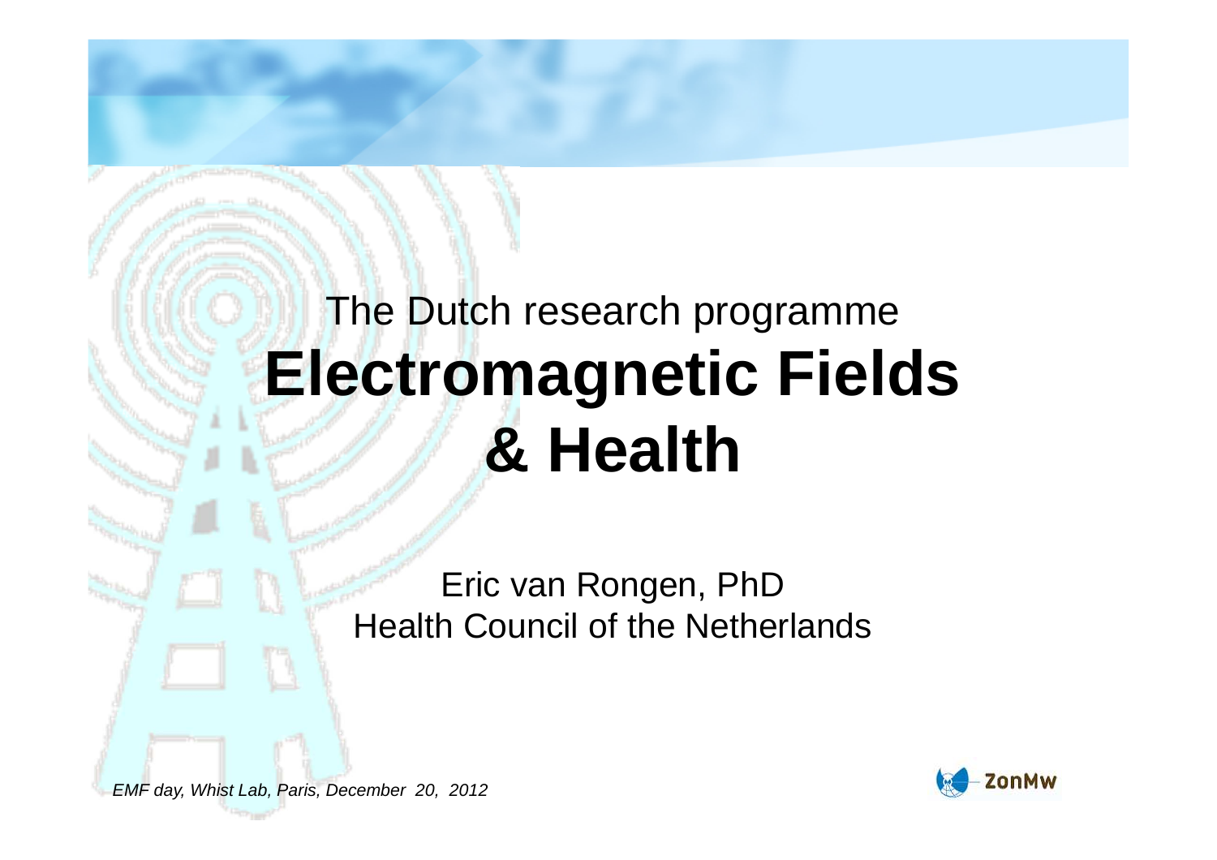The Dutch research programme

# Electromagnetic Fields & Health

Eric van Rongen, PhD
Health Council of the Netherlands

*EMF day, Whist Lab, Paris, December 20, 2012*

ZonMw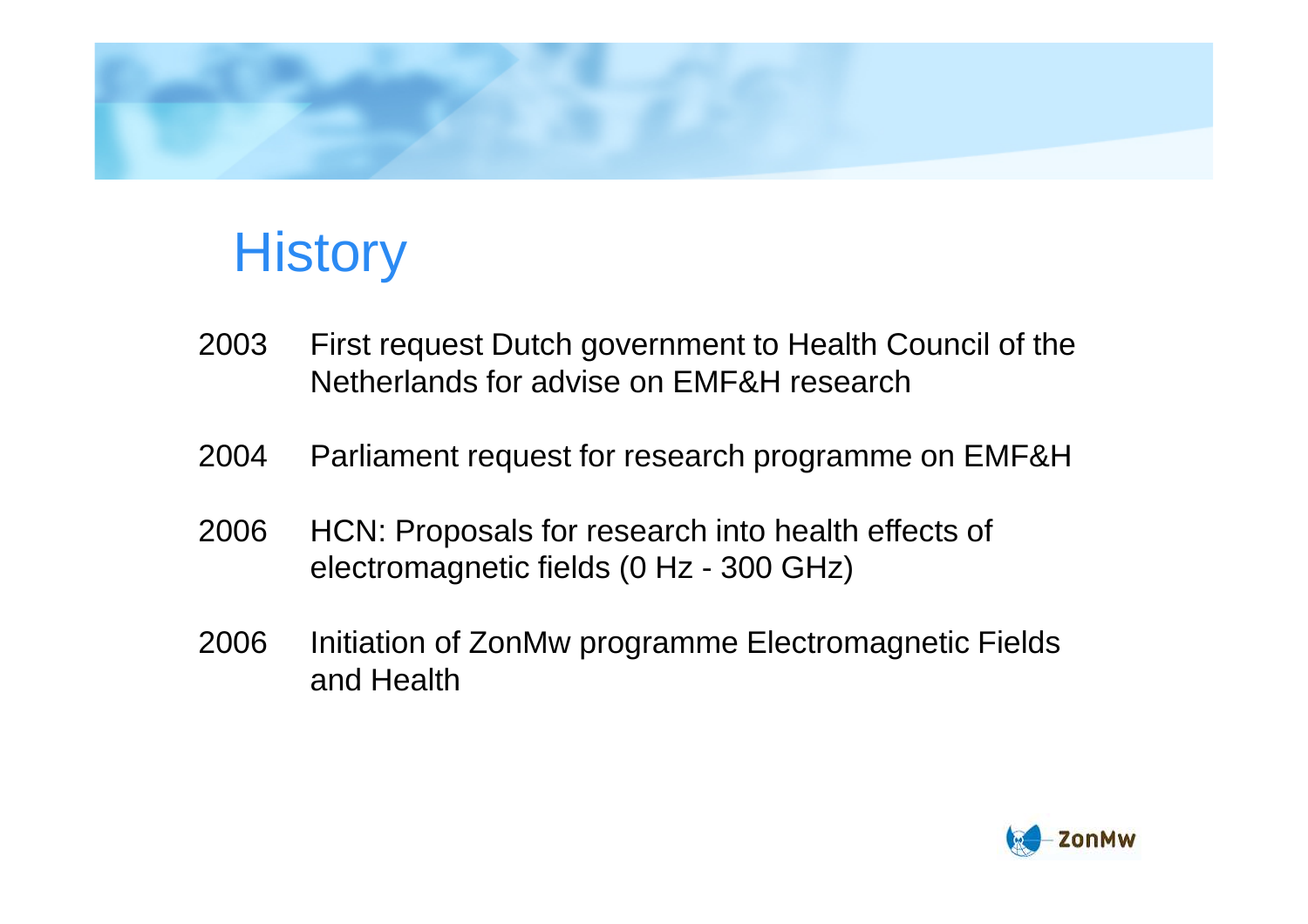# History

2003 First request Dutch government to Health Council of the Netherlands for advise on EMF&H research

2004 Parliament request for research programme on EMF&H

2006 HCN: Proposals for research into health effects of electromagnetic fields (0 Hz - 300 GHz)

2006 Initiation of ZonMw programme Electromagnetic Fields and Health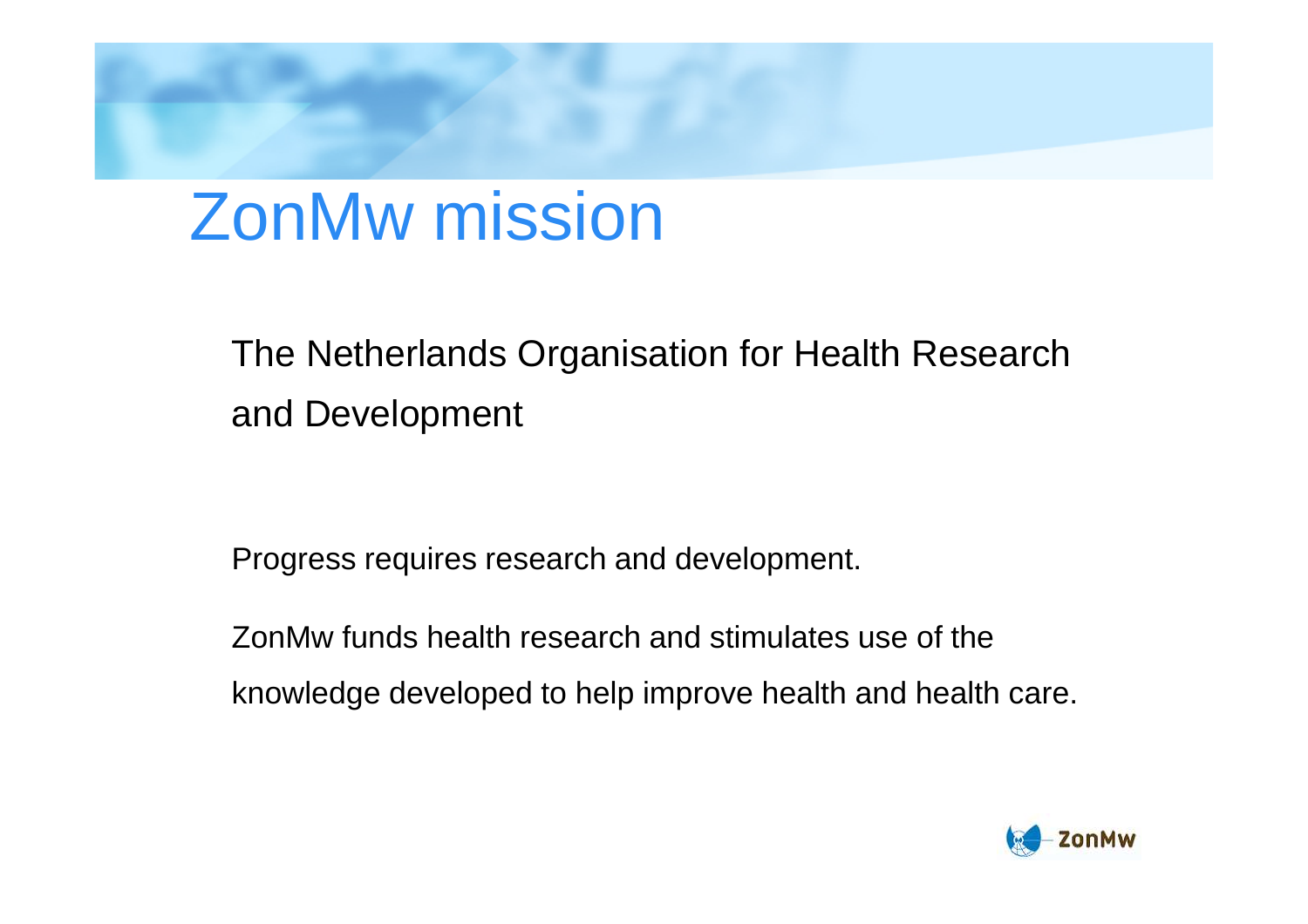# ZonMw mission

The Netherlands Organisation for Health Research and Development

Progress requires research and development.

ZonMw funds health research and stimulates use of the knowledge developed to help improve health and health care.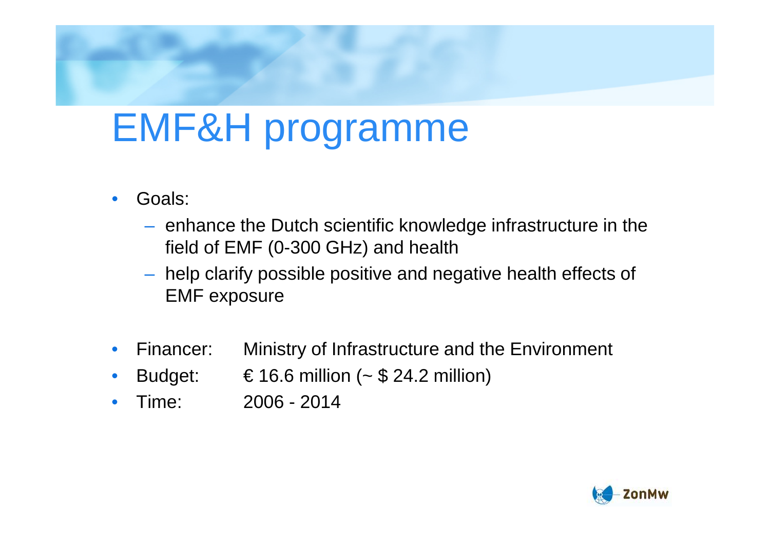# EMF&H programme

- Goals:
  - enhance the Dutch scientific knowledge infrastructure in the field of EMF (0-300 GHz) and health
  - help clarify possible positive and negative health effects of EMF exposure

- Financer: Ministry of Infrastructure and the Environment
- Budget: € 16.6 million (~ $ 24.2 million)
- Time: 2006 - 2014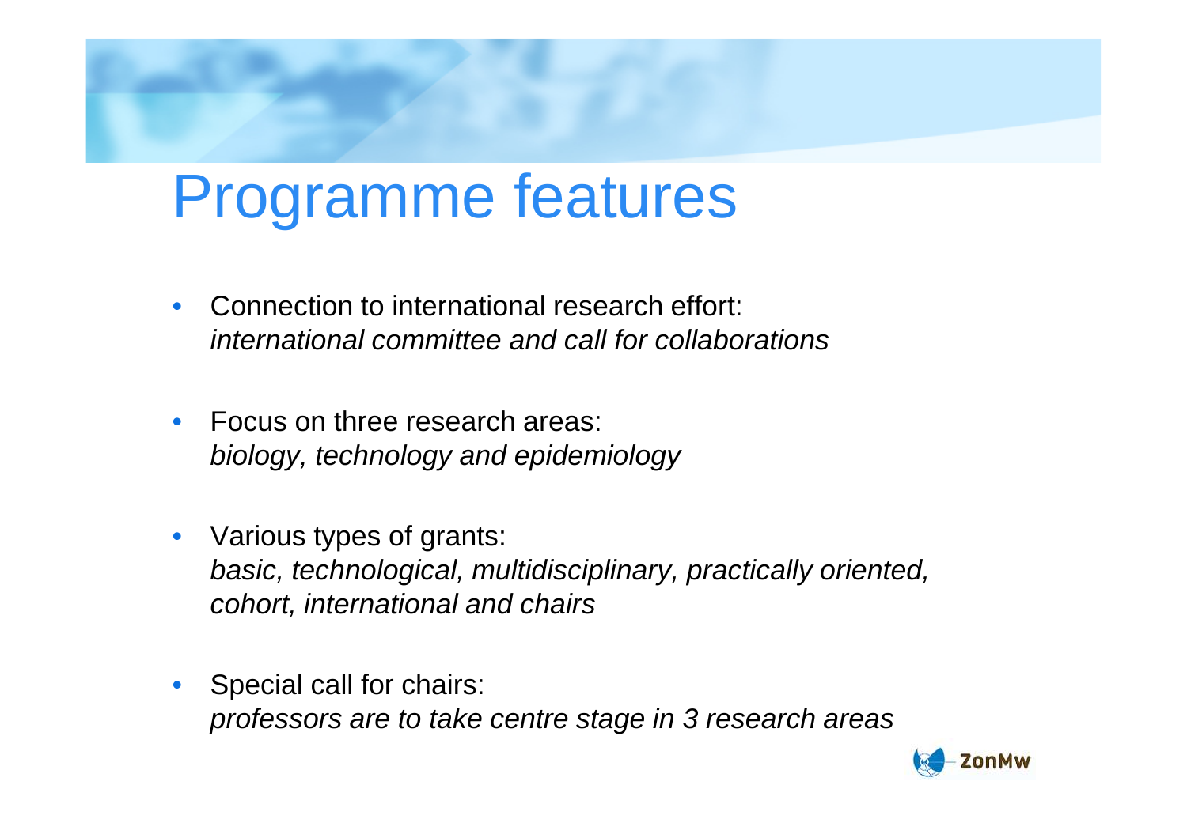# Programme features

- Connection to international research effort:
  *international committee and call for collaborations*

- Focus on three research areas:
  *biology, technology and epidemiology*

- Various types of grants:
  *basic, technological, multidisciplinary, practically oriented, cohort, international and chairs*

- Special call for chairs:
  *professors are to take centre stage in 3 research areas*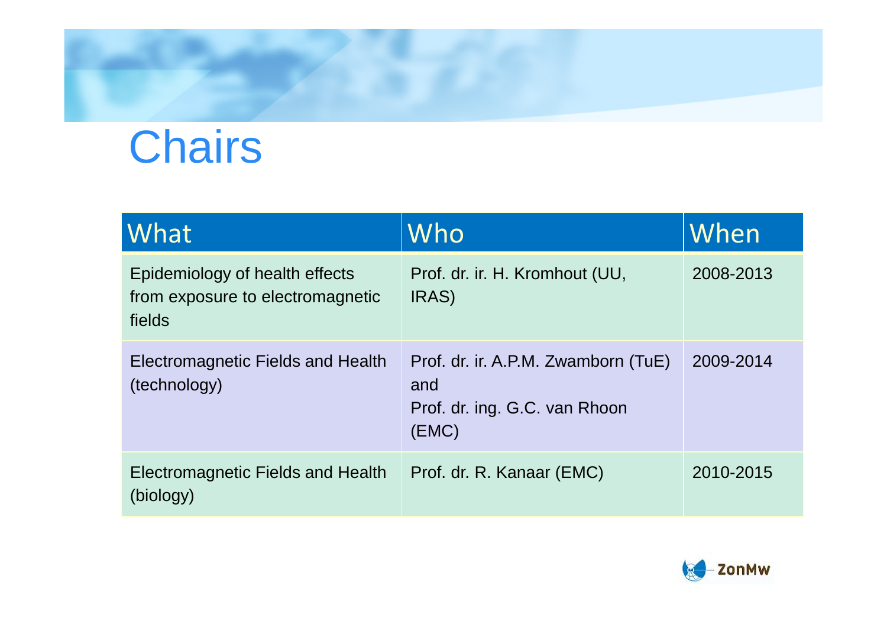# Chairs

| What | Who | When |
| --- | --- | --- |
| Epidemiology of health effects from exposure to electromagnetic fields | Prof. dr. ir. H. Kromhout (UU, IRAS) | 2008-2013 |
| Electromagnetic Fields and Health (technology) | Prof. dr. ir. A.P.M. Zwamborn (TuE) and Prof. dr. ing. G.C. van Rhoon (EMC) | 2009-2014 |
| Electromagnetic Fields and Health (biology) | Prof. dr. R. Kanaar (EMC) | 2010-2015 |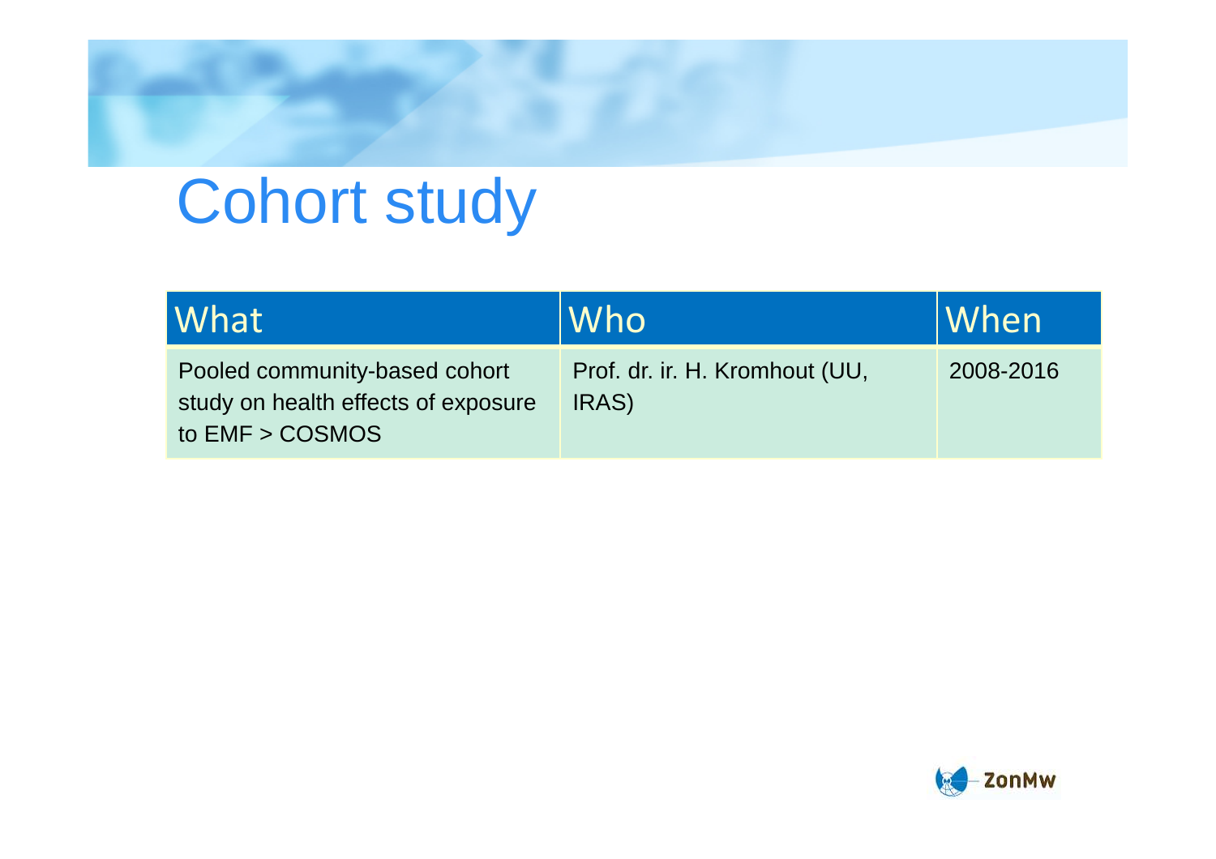# Cohort study

| What | Who | When |
|---|---|---|
| Pooled community-based cohort study on health effects of exposure to EMF > COSMOS | Prof. dr. ir. H. Kromhout (UU, IRAS) | 2008-2016 |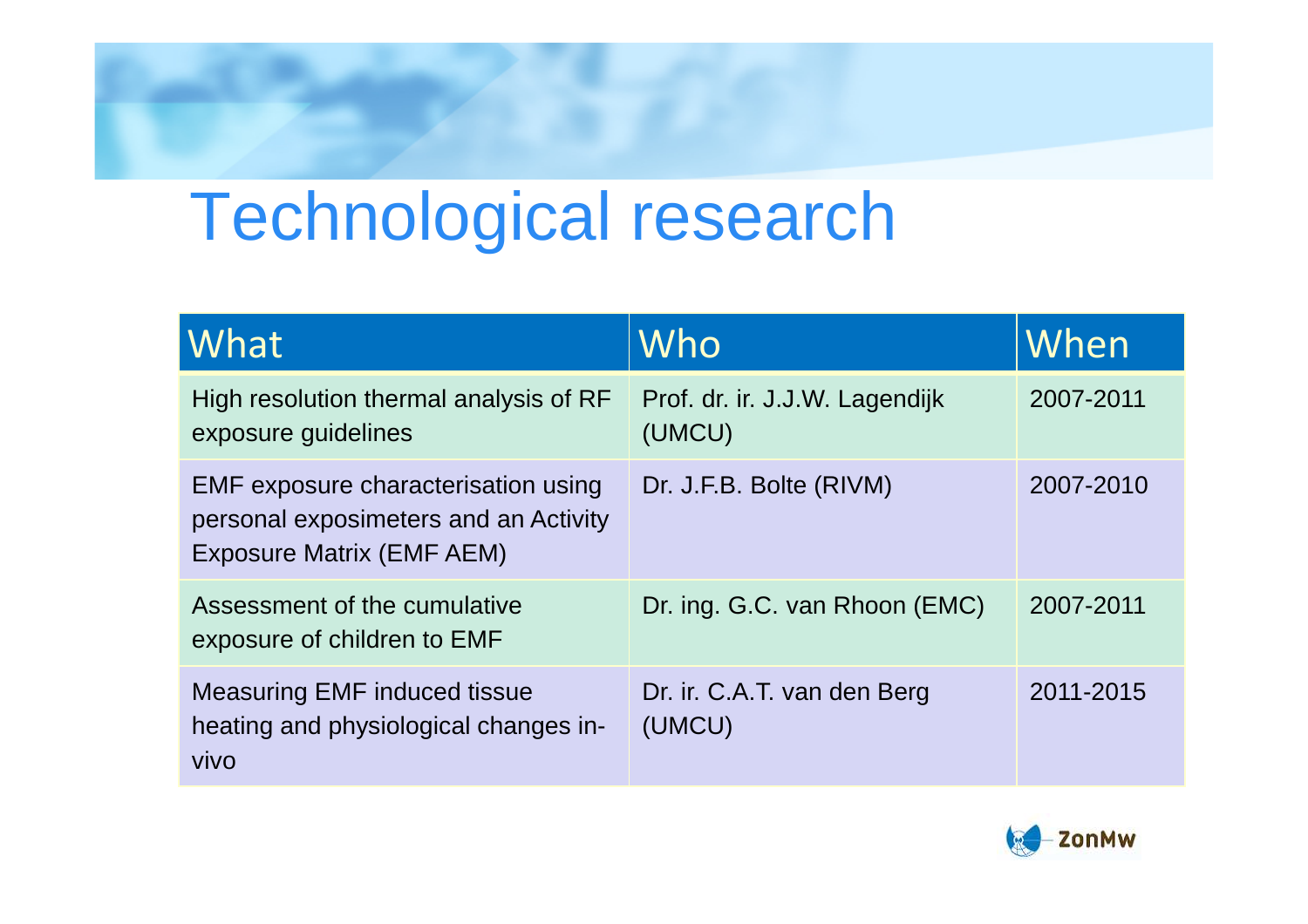# Technological research

| What | Who | When |
|---|---|---|
| High resolution thermal analysis of RF exposure guidelines | Prof. dr. ir. J.J.W. Lagendijk (UMCU) | 2007-2011 |
| EMF exposure characterisation using personal exposimeters and an Activity Exposure Matrix (EMF AEM) | Dr. J.F.B. Bolte (RIVM) | 2007-2010 |
| Assessment of the cumulative exposure of children to EMF | Dr. ing. G.C. van Rhoon (EMC) | 2007-2011 |
| Measuring EMF induced tissue heating and physiological changes in-vivo | Dr. ir. C.A.T. van den Berg (UMCU) | 2011-2015 |

ZonMw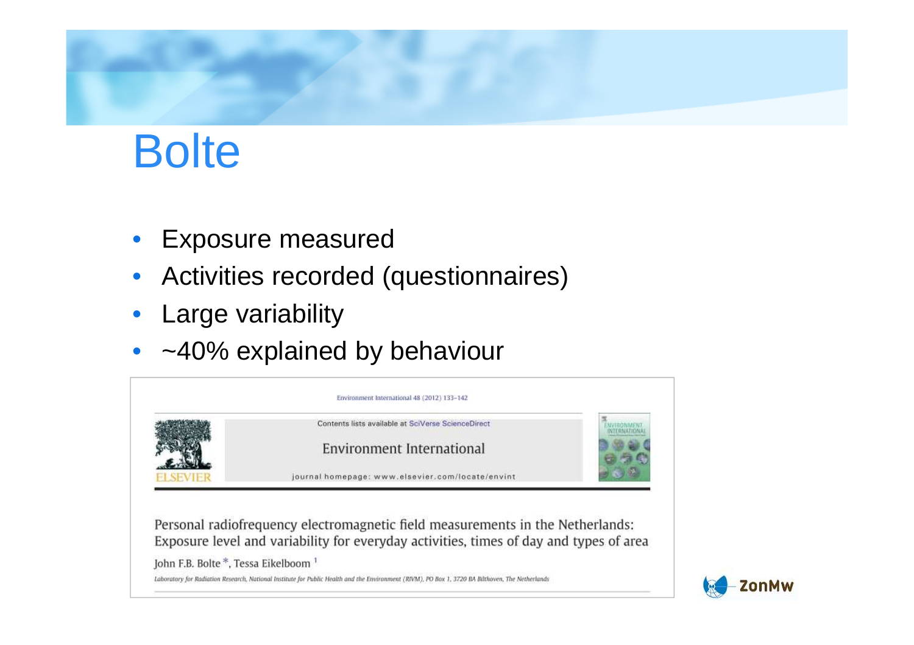# Bolte

- Exposure measured
- Activities recorded (questionnaires)
- Large variability
- ~40% explained by behaviour

Environment International 48 (2012) 133–142

Contents lists available at SciVerse ScienceDirect

Environment International

journal homepage: www.elsevier.com/locate/envint

Personal radiofrequency electromagnetic field measurements in the Netherlands: Exposure level and variability for everyday activities, times of day and types of area

John F.B. Bolte *, Tessa Eikelboom [1]

Laboratory for Radiation Research, National Institute for Public Health and the Environment (RIVM), PO Box 1, 3720 BA Bilthoven, The Netherlands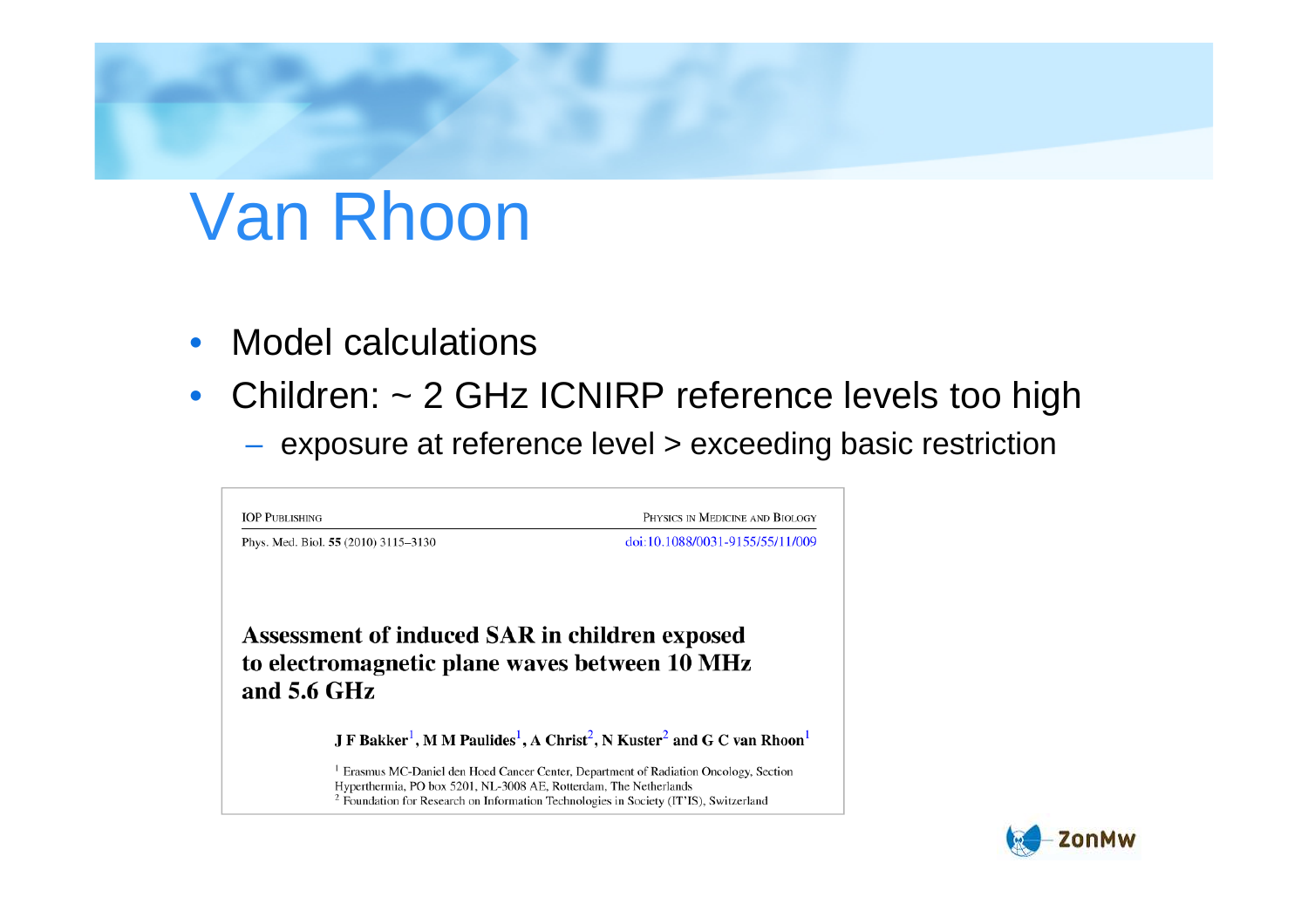# Van Rhoon

- Model calculations
- Children: ~ 2 GHz ICNIRP reference levels too high
  - exposure at reference level > exceeding basic restriction

IOP PUBLISHING — PHYSICS IN MEDICINE AND BIOLOGY

Phys. Med. Biol. **55** (2010) 3115–3130 — doi:10.1088/0031-9155/55/11/009

**Assessment of induced SAR in children exposed to electromagnetic plane waves between 10 MHz and 5.6 GHz**

**J F Bakker[1], M M Paulides[1], A Christ[2], N Kuster[2] and G C van Rhoon[1]**

[1] Erasmus MC-Daniel den Hoed Cancer Center, Department of Radiation Oncology, Section Hyperthermia, PO box 5201, NL-3008 AE, Rotterdam, The Netherlands
[2] Foundation for Research on Information Technologies in Society (IT'IS), Switzerland

ZonMw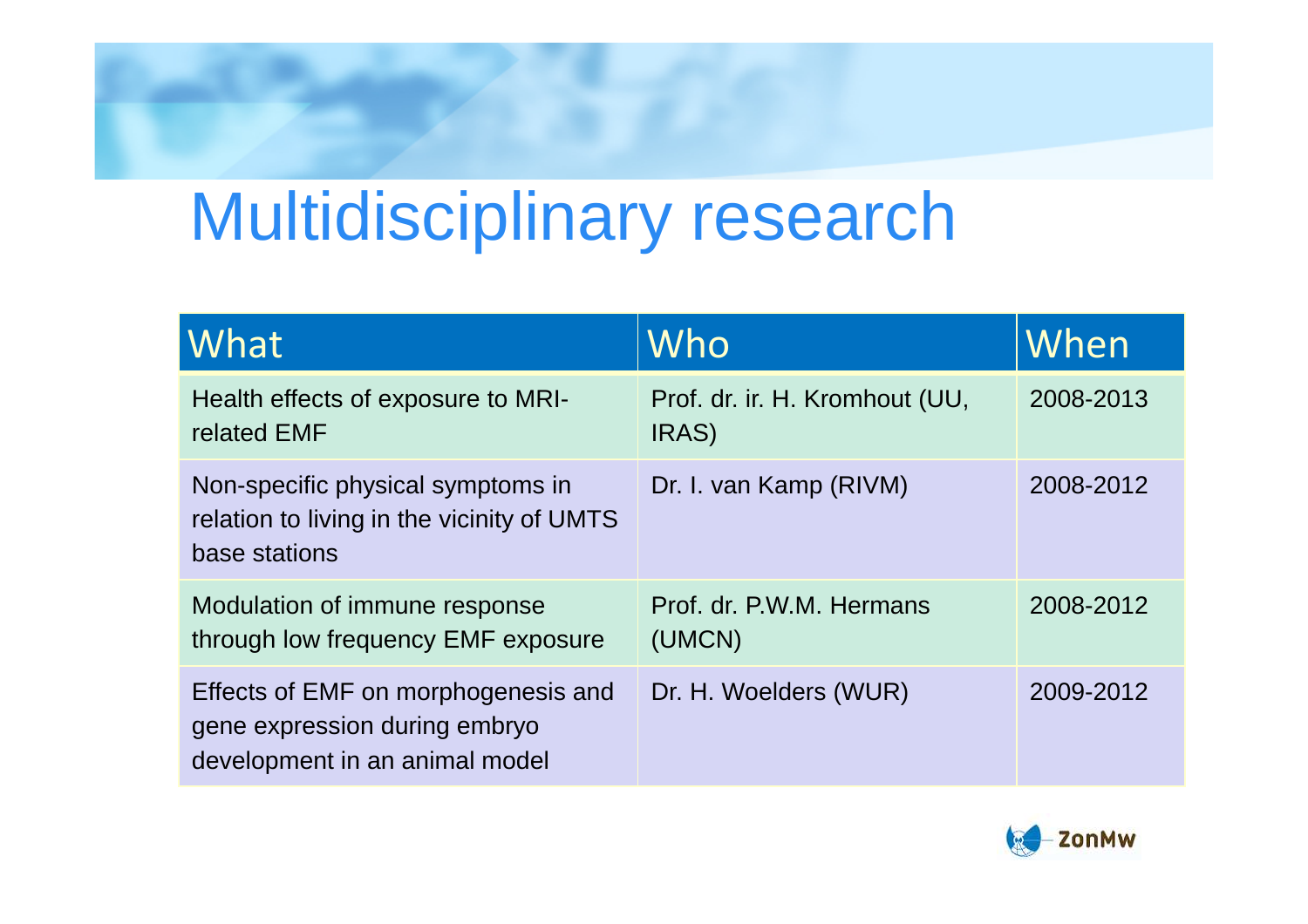# Multidisciplinary research

| What | Who | When |
|---|---|---|
| Health effects of exposure to MRI-related EMF | Prof. dr. ir. H. Kromhout (UU, IRAS) | 2008-2013 |
| Non-specific physical symptoms in relation to living in the vicinity of UMTS base stations | Dr. I. van Kamp (RIVM) | 2008-2012 |
| Modulation of immune response through low frequency EMF exposure | Prof. dr. P.W.M. Hermans (UMCN) | 2008-2012 |
| Effects of EMF on morphogenesis and gene expression during embryo development in an animal model | Dr. H. Woelders (WUR) | 2009-2012 |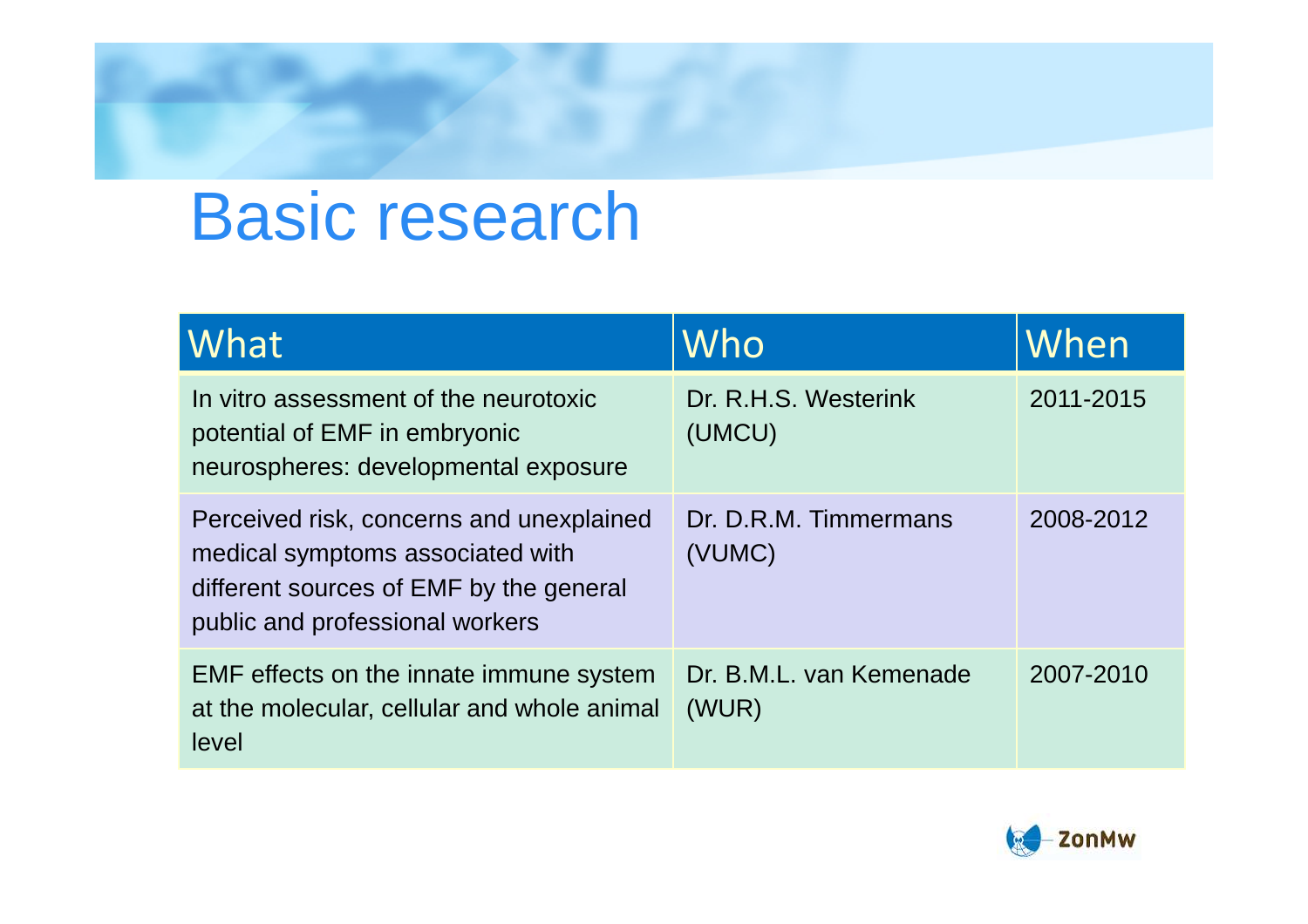# Basic research

| What | Who | When |
|---|---|---|
| In vitro assessment of the neurotoxic potential of EMF in embryonic neurospheres: developmental exposure | Dr. R.H.S. Westerink (UMCU) | 2011-2015 |
| Perceived risk, concerns and unexplained medical symptoms associated with different sources of EMF by the general public and professional workers | Dr. D.R.M. Timmermans (VUMC) | 2008-2012 |
| EMF effects on the innate immune system at the molecular, cellular and whole animal level | Dr. B.M.L. van Kemenade (WUR) | 2007-2010 |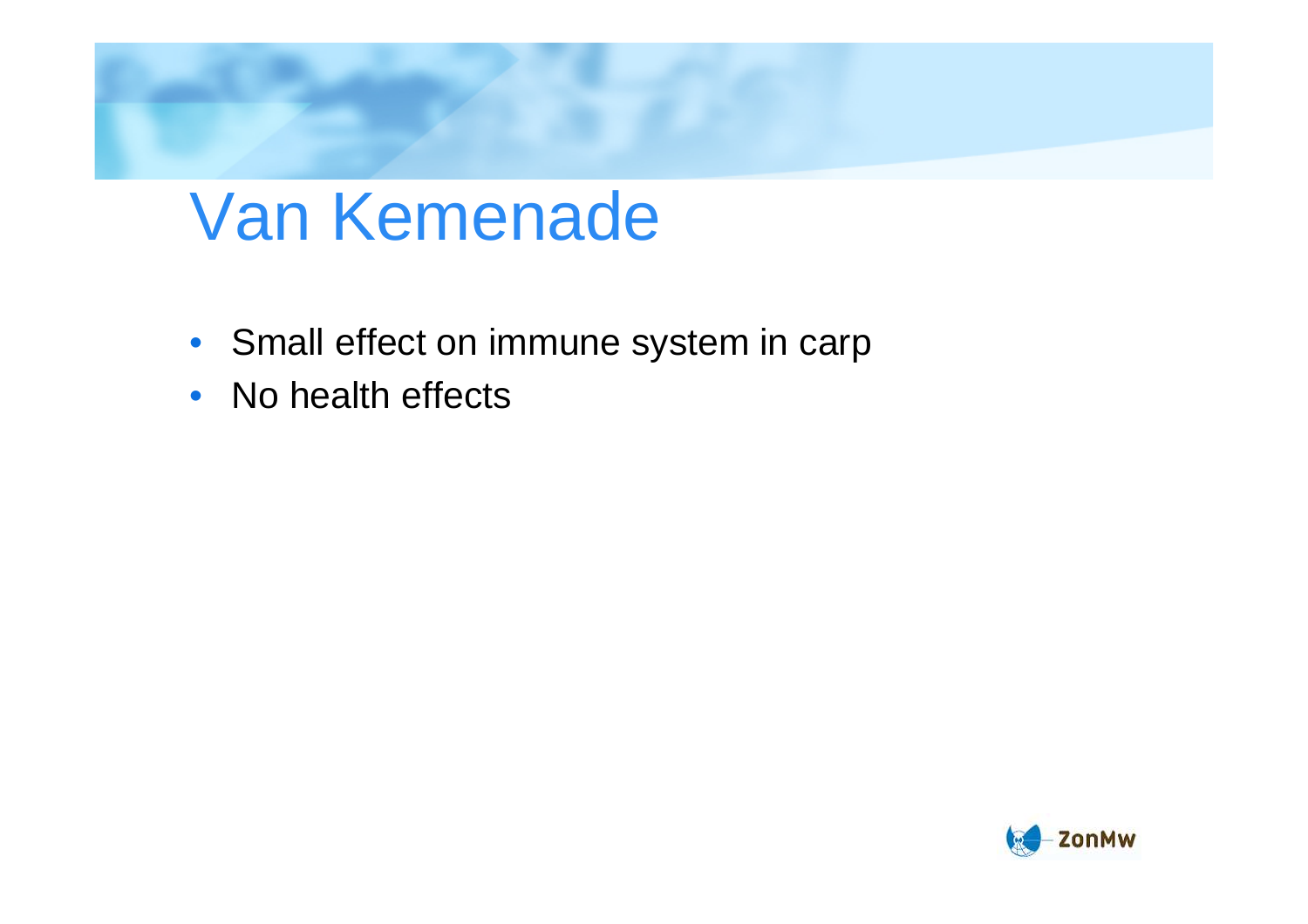# Van Kemenade

- Small effect on immune system in carp
- No health effects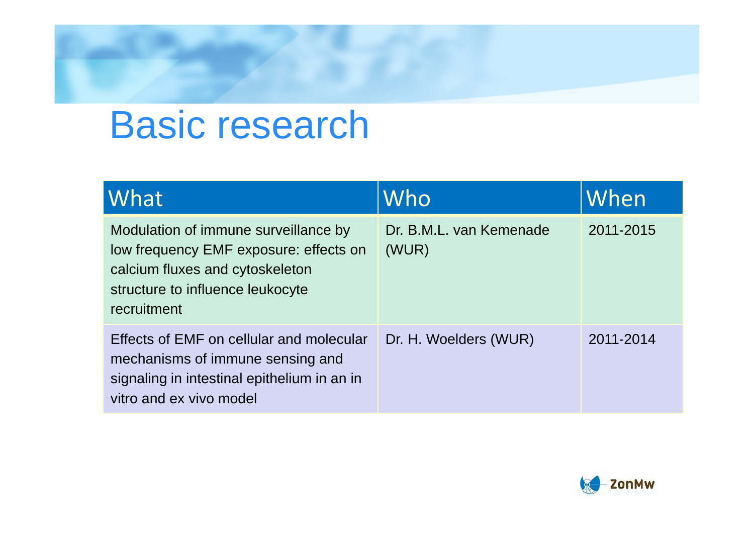# Basic research

| What | Who | When |
|---|---|---|
| Modulation of immune surveillance by low frequency EMF exposure: effects on calcium fluxes and cytoskeleton structure to influence leukocyte recruitment | Dr. B.M.L. van Kemenade (WUR) | 2011-2015 |
| Effects of EMF on cellular and molecular mechanisms of immune sensing and signaling in intestinal epithelium in an in vitro and ex vivo model | Dr. H. Woelders (WUR) | 2011-2014 |

ZonMw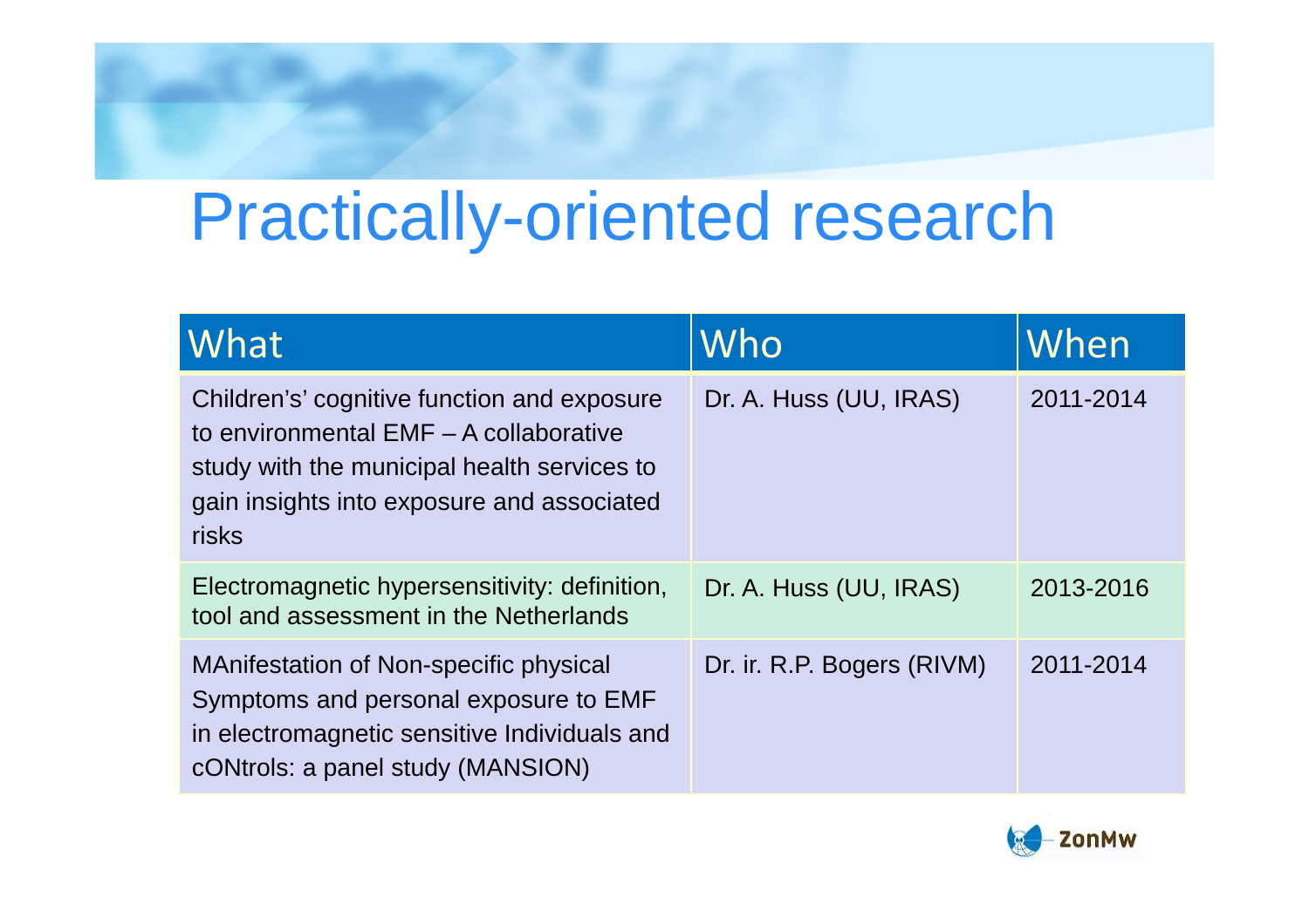# Practically-oriented research

| What | Who | When |
| --- | --- | --- |
| Children's' cognitive function and exposure to environmental EMF – A collaborative study with the municipal health services to gain insights into exposure and associated risks | Dr. A. Huss (UU, IRAS) | 2011-2014 |
| Electromagnetic hypersensitivity: definition, tool and assessment in the Netherlands | Dr. A. Huss (UU, IRAS) | 2013-2016 |
| MAnifestation of Non-specific physical Symptoms and personal exposure to EMF in electromagnetic sensitive Individuals and cONtrols: a panel study (MANSION) | Dr. ir. R.P. Bogers (RIVM) | 2011-2014 |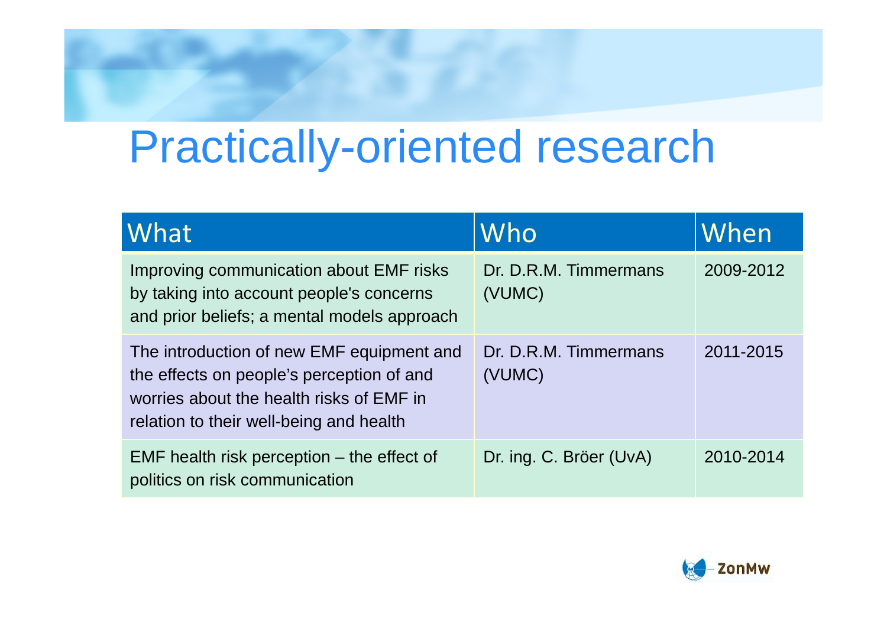# Practically-oriented research

| What | Who | When |
| --- | --- | --- |
| Improving communication about EMF risks by taking into account people's concerns and prior beliefs; a mental models approach | Dr. D.R.M. Timmermans (VUMC) | 2009-2012 |
| The introduction of new EMF equipment and the effects on people's perception of and worries about the health risks of EMF in relation to their well-being and health | Dr. D.R.M. Timmermans (VUMC) | 2011-2015 |
| EMF health risk perception – the effect of politics on risk communication | Dr. ing. C. Bröer (UvA) | 2010-2014 |

ZonMw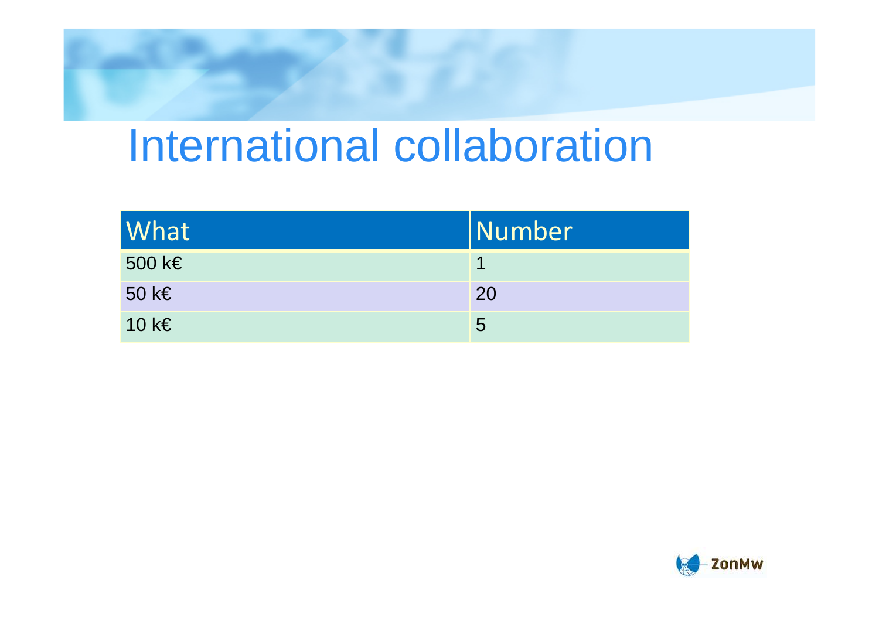# International collaboration

| What | Number |
|---|---|
| 500 k€ | 1 |
| 50 k€ | 20 |
| 10 k€ | 5 |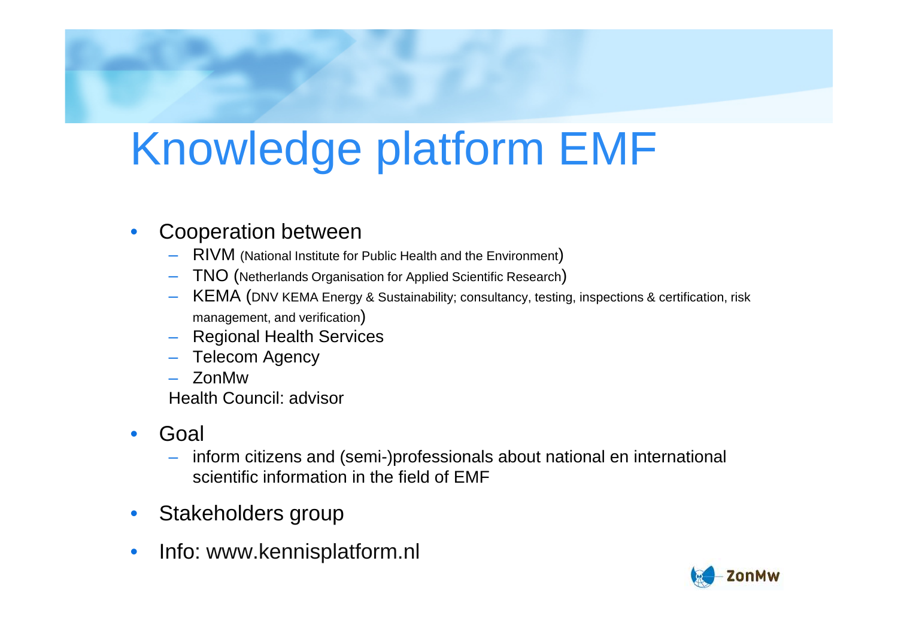# Knowledge platform EMF

- Cooperation between
  - RIVM (National Institute for Public Health and the Environment)
  - TNO (Netherlands Organisation for Applied Scientific Research)
  - KEMA (DNV KEMA Energy & Sustainability; consultancy, testing, inspections & certification, risk management, and verification)
  - Regional Health Services
  - Telecom Agency
  - ZonMw

  Health Council: advisor
- Goal
  - inform citizens and (semi-)professionals about national en international scientific information in the field of EMF
- Stakeholders group
- Info: www.kennisplatform.nl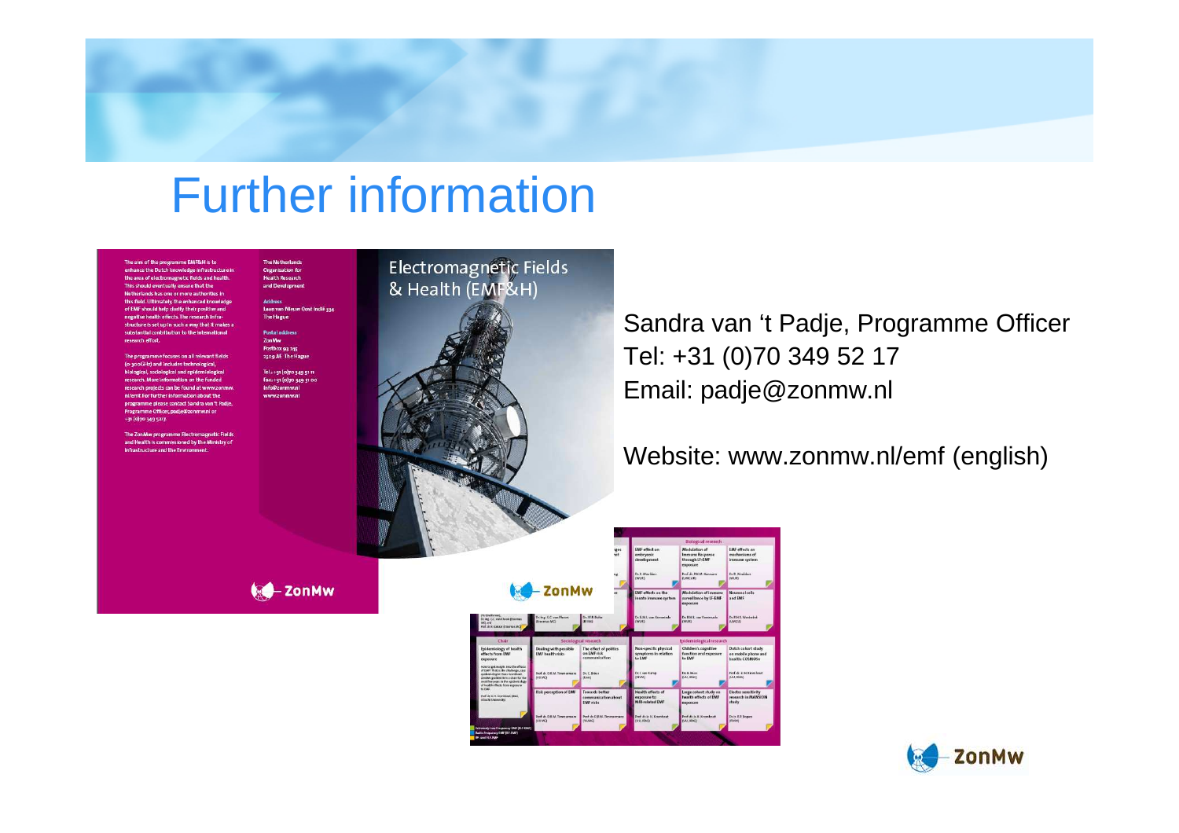# Further information

Sandra van 't Padje, Programme Officer
Tel: +31 (0)70 349 52 17
Email: padje@zonmw.nl

Website: www.zonmw.nl/emf (english)